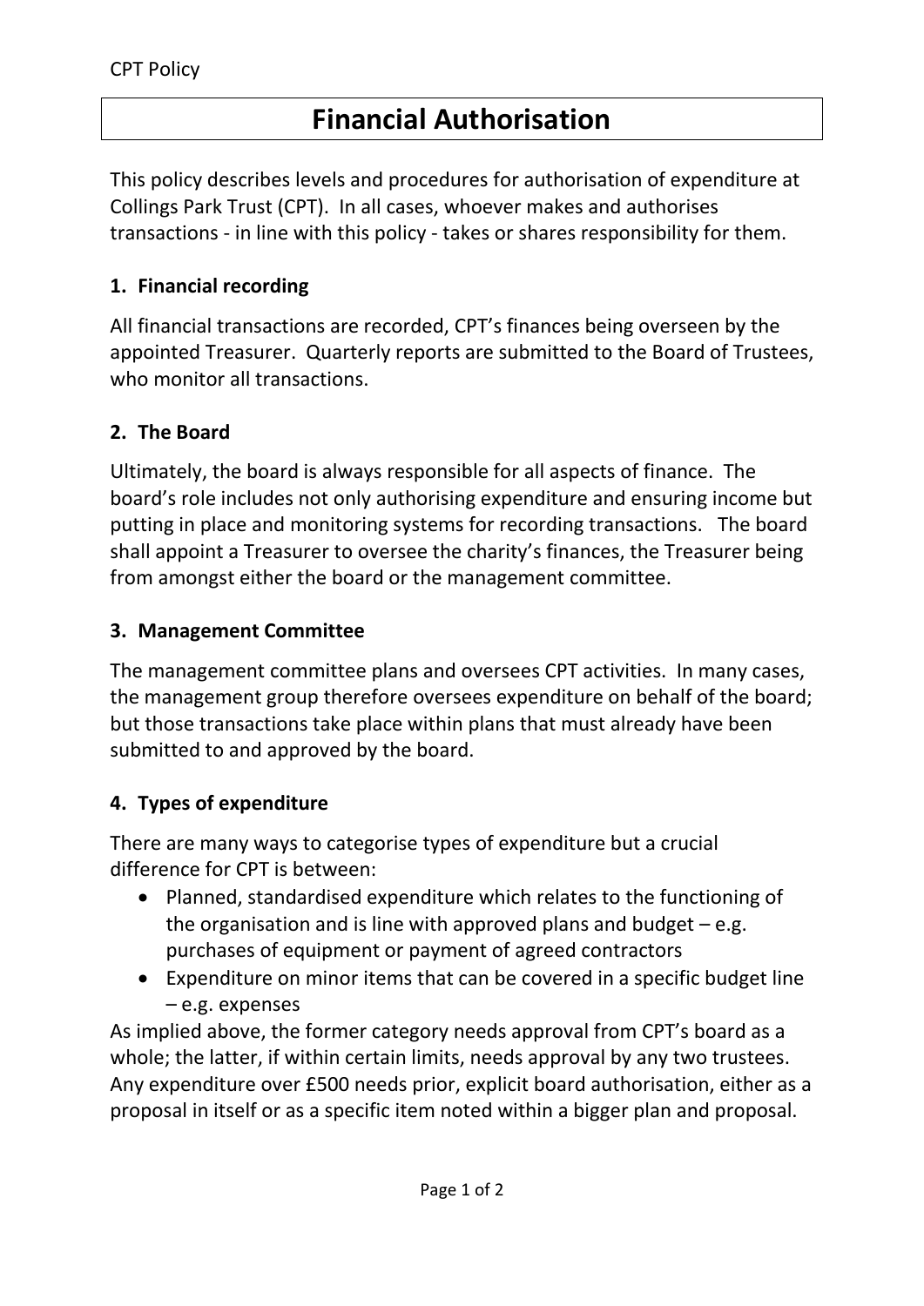CPT Policy

# Financial Authorisation

This policy describes levels and procedures for authorisation of expenditure at Collings Park Trust (CPT). In all cases, whoever makes and authorises transactions - in line with this policy - takes or shares responsibility for them.

## 1. Financial recording

All financial transactions are recorded, CPT's finances being overseen by the appointed Treasurer. Quarterly reports are submitted to the Board of Trustees, who monitor all transactions.

## 2. The Board

Ultimately, the board is always responsible for all aspects of finance. The board's role includes not only authorising expenditure and ensuring income but putting in place and monitoring systems for recording transactions. The board shall appoint a Treasurer to oversee the charity's finances, the Treasurer being from amongst either the board or the management committee.

## 3. Management Committee

The management committee plans and oversees CPT activities. In many cases, the management group therefore oversees expenditure on behalf of the board; but those transactions take place within plans that must already have been submitted to and approved by the board.

## 4. Types of expenditure

There are many ways to categorise types of expenditure but a crucial difference for CPT is between:

- Planned, standardised expenditure which relates to the functioning of the organisation and is line with approved plans and budget – e.g. purchases of equipment or payment of agreed contractors
- Expenditure on minor items that can be covered in a specific budget line – e.g. expenses

As implied above, the former category needs approval from CPT's board as a whole; the latter, if within certain limits, needs approval by any two trustees. Any expenditure over £500 needs prior, explicit board authorisation, either as a proposal in itself or as a specific item noted within a bigger plan and proposal.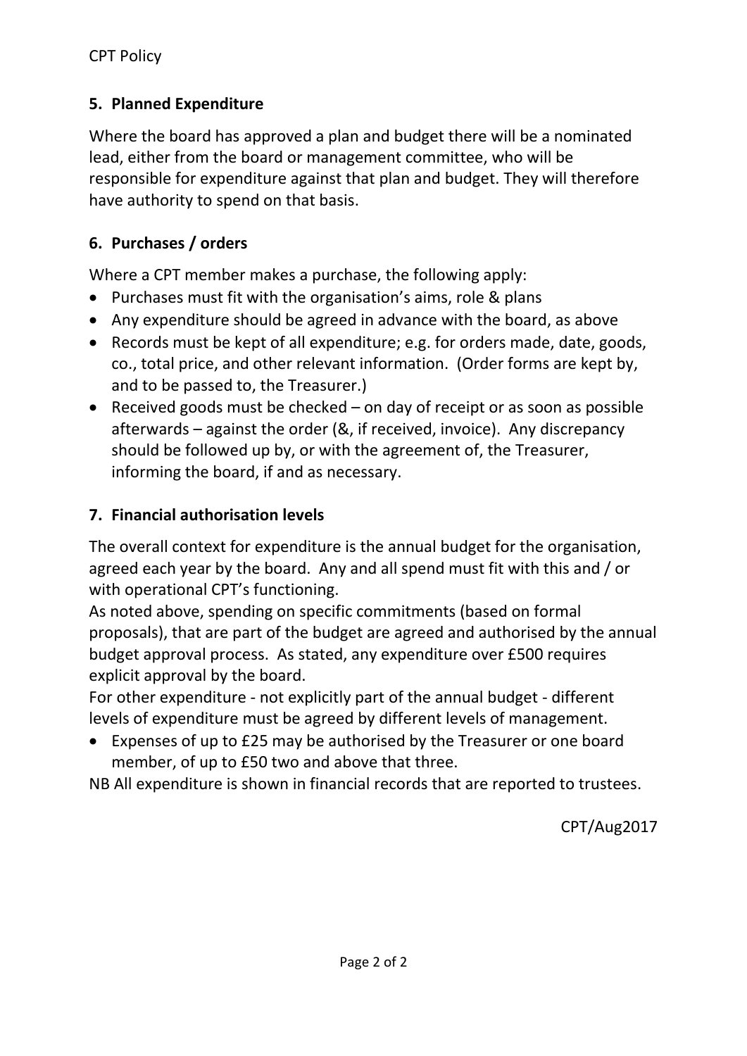## 5. Planned Expenditure

Where the board has approved a plan and budget there will be a nominated lead, either from the board or management committee, who will be responsible for expenditure against that plan and budget. They will therefore have authority to spend on that basis.

## 6. Purchases / orders

Where a CPT member makes a purchase, the following apply:

- Purchases must fit with the organisation's aims, role & plans
- Any expenditure should be agreed in advance with the board, as above
- Records must be kept of all expenditure; e.g. for orders made, date, goods, co., total price, and other relevant information. (Order forms are kept by, and to be passed to, the Treasurer.)
- Received goods must be checked – on day of receipt or as soon as possible afterwards – against the order (&, if received, invoice). Any discrepancy should be followed up by, or with the agreement of, the Treasurer, informing the board, if and as necessary.

## 7. Financial authorisation levels

The overall context for expenditure is the annual budget for the organisation, agreed each year by the board. Any and all spend must fit with this and / or with operational CPT's functioning.

As noted above, spending on specific commitments (based on formal proposals), that are part of the budget are agreed and authorised by the annual budget approval process. As stated, any expenditure over £500 requires explicit approval by the board.

For other expenditure - not explicitly part of the annual budget - different levels of expenditure must be agreed by different levels of management.

- Expenses of up to £25 may be authorised by the Treasurer or one board member, of up to £50 two and above that three.

NB All expenditure is shown in financial records that are reported to trustees.

CPT/Aug2017